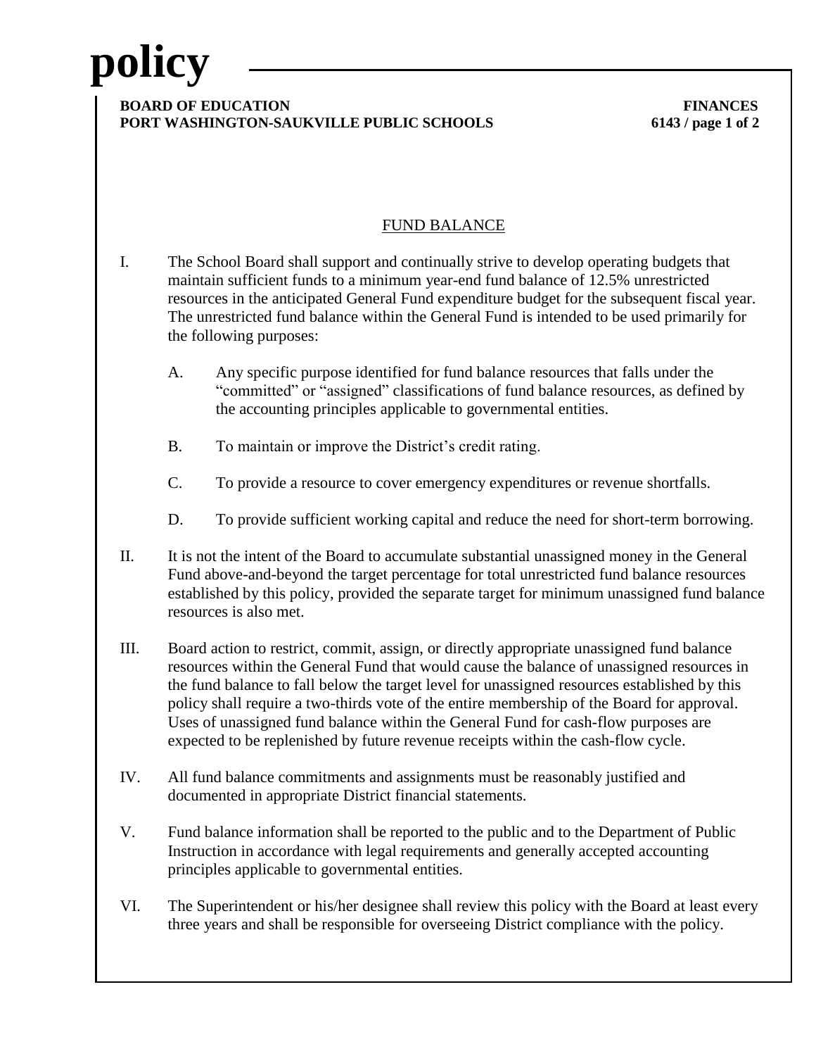# policy

**BOARD OF EDUCATION** **FINANCES**
**PORT WASHINGTON-SAUKVILLE PUBLIC SCHOOLS**

## FUNDBALANCE

I. The School Board shall support and continually strive to develop operating budgets that maintain sufficient funds to a minimum year-end fund balance of 12.5% unrestricted resources in the anticipated General Fund expenditure budget for the subsequent fiscal year. The unrestricted fund balance within the General Fund is intended to be used primarily for the following purposes:

   A. Any specific purpose identified for fund balance resources that falls under the "committed" or "assigned" classifications of fund balance resources, as defined by the accounting principles applicable to governmental entities.

   B. To maintain or improve the District's credit rating.

   C. To provide a resource to cover emergency expenditures or revenue shortfalls.

   D. To provide sufficient working capital and reduce the need for short-term borrowing.

II. It is not the intent of the Board to accumulate substantial unassigned money in the General Fund above-and-beyond the target percentage for total unrestricted fund balance resources established by this policy, provided the separate target for minimum unassigned fund balance resources is also met.

III. Board action to restrict, commit, assign, or directly appropriate unassigned fund balance resources within the General Fund that would cause the balance of unassigned resources in the fund balance to fall below the target level for unassigned resources established by this policy shall require a two-thirds vote of the entire membership of the Board for approval. Uses of unassigned fund balance within the General Fund for cash-flow purposes are expected to be replenished by future revenue receipts within the cash-flow cycle.

IV. All fund balance commitments and assignments must be reasonably justified and documented in appropriate District financial statements.

V. Fund balance information shall be reported to the public and to the Department of Public Instruction in accordance with legal requirements and generally accepted accounting principles applicable to governmental entities.

VI. The Superintendent or his/her designee shall review this policy with the Board at least every three years and shall be responsible for overseeing District compliance with the policy.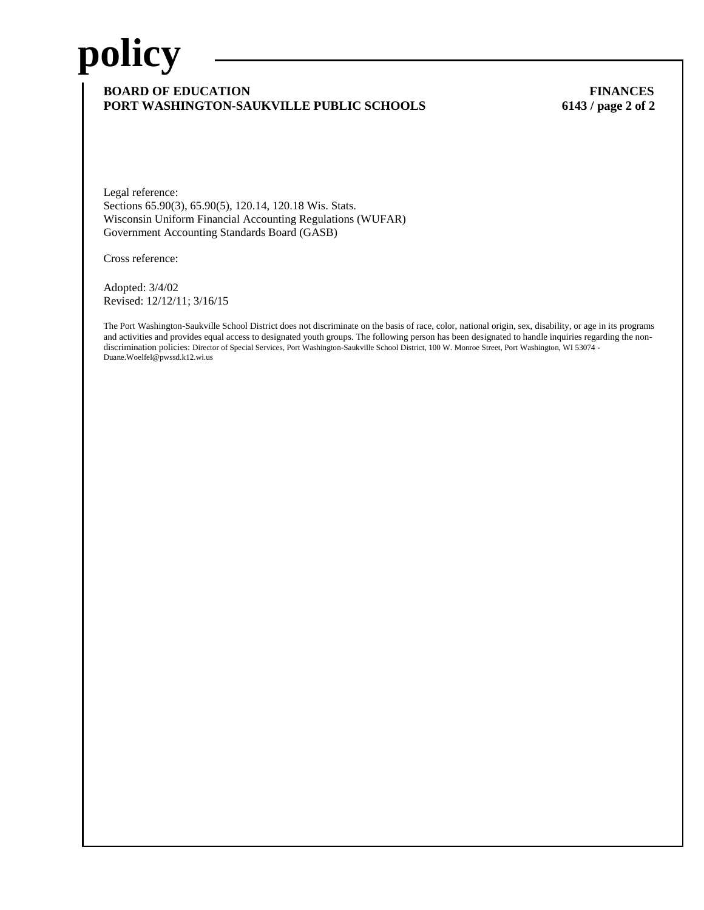Legal reference:
Sections 65.90(3), 65.90(5), 120.14, 120.18 Wis. Stats.
Wisconsin Uniform Financial Accounting Regulations (WUFAR)
Government Accounting Standards Board (GASB)

Cross reference:

Adopted: 3/4/02
Revised: 12/12/11; 3/16/15

The Port Washington-Saukville School District does not discriminate on the basis of race, color, national origin, sex, disability, or age in its programs and activities and provides equal access to designated youth groups. The following person has been designated to handle inquiries regarding the non-discrimination policies: Director of Special Services, Port Washington-Saukville School District, 100 W. Monroe Street, Port Washington, WI 53074 - Duane.Woelfel@pwssd.k12.wi.us